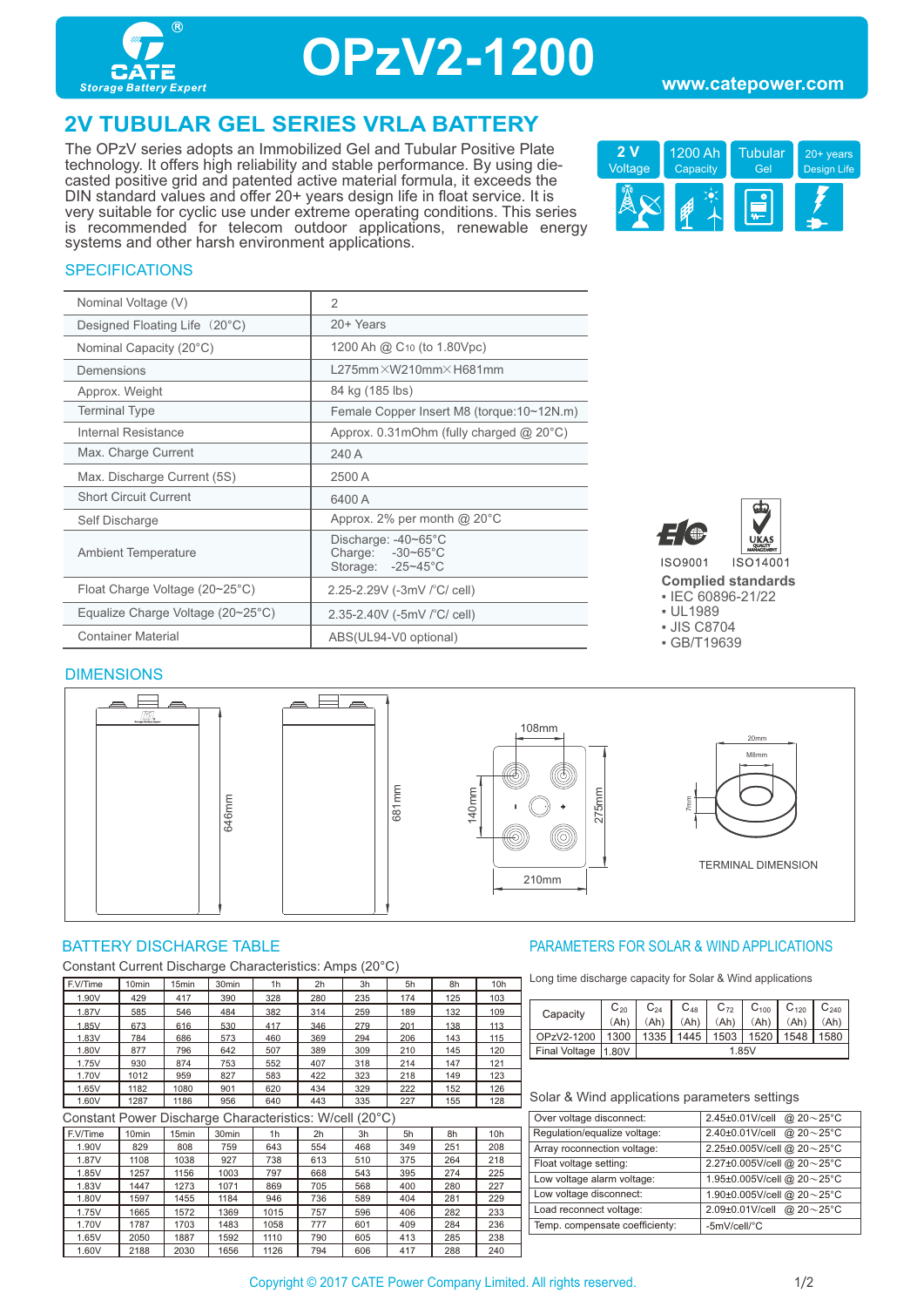# OPzV2-1200

CATE Storage Battery Expert

www.catepower.com

## 2V TUBULAR GEL SERIES VRLA BATTERY

The OPzV series adopts an Immobilized Gel and Tubular Positive Plate technology. It offers high reliability and stable performance. By using die-casted positive grid and patented active material formula, it exceeds the DIN standard values and offer 20+ years design life in float service. It is very suitable for cyclic use under extreme operating conditions. This series is recommended for telecom outdoor applications, renewable energy systems and other harsh environment applications.

| 2 V Voltage | 1200 Ah Capacity | Tubular Gel | 20+ years Design Life |
|---|---|---|---|

### SPECIFICATIONS

| | |
|---|---|
| Nominal Voltage (V) | 2 |
| Designed Floating Life（20°C) | 20+ Years |
| Nominal Capacity (20°C) | 1200 Ah @ $C_{10}$ (to 1.80Vpc) |
| Demensions | L275mm×W210mm×H681mm |
| Approx. Weight | 84 kg (185 lbs) |
| Terminal Type | Female Copper Insert M8 (torque:10~12N.m) |
| Internal Resistance | Approx. 0.31mOhm (fully charged @ 20°C) |
| Max. Charge Current | 240 A |
| Max. Discharge Current (5S) | 2500 A |
| Short Circuit Current | 6400 A |
| Self Discharge | Approx. 2% per month @ 20°C |
| Ambient Temperature | Discharge: -40~65°C<br>Charge: -30~65°C<br>Storage: -25~45°C |
| Float Charge Voltage (20~25°C) | 2.25-2.29V (-3mV /°C/ cell) |
| Equalize Charge Voltage (20~25°C) | 2.35-2.40V (-5mV /°C/ cell) |
| Container Material | ABS(UL94-V0 optional) |

ISO9001 ISO14001

**Complied standards**
- IEC 60896-21/22
- UL1989
- JIS C8704
- GB/T19639

### DIMENSIONS

646mm, 681mm, 108mm, 140mm, 275mm, 210mm, 20mm, M8mm, 7mm

TERMINAL DIMENSION

### BATTERY DISCHARGE TABLE

Constant Current Discharge Characteristics: Amps (20°C)

| F.V/Time | 10min | 15min | 30min | 1h | 2h | 3h | 5h | 8h | 10h |
|---|---|---|---|---|---|---|---|---|---|
| 1.90V | 429 | 417 | 390 | 328 | 280 | 235 | 174 | 125 | 103 |
| 1.87V | 585 | 546 | 484 | 382 | 314 | 259 | 189 | 132 | 109 |
| 1.85V | 673 | 616 | 530 | 417 | 346 | 279 | 201 | 138 | 113 |
| 1.83V | 784 | 686 | 573 | 460 | 369 | 294 | 206 | 143 | 115 |
| 1.80V | 877 | 796 | 642 | 507 | 389 | 309 | 210 | 145 | 120 |
| 1.75V | 930 | 874 | 753 | 552 | 407 | 318 | 214 | 147 | 121 |
| 1.70V | 1012 | 959 | 827 | 583 | 422 | 323 | 218 | 149 | 123 |
| 1.65V | 1182 | 1080 | 901 | 620 | 434 | 329 | 222 | 152 | 126 |
| 1.60V | 1287 | 1186 | 956 | 640 | 443 | 335 | 227 | 155 | 128 |

Constant Power Discharge Characteristics: W/cell (20°C)

| F.V/Time | 10min | 15min | 30min | 1h | 2h | 3h | 5h | 8h | 10h |
|---|---|---|---|---|---|---|---|---|---|
| 1.90V | 829 | 808 | 759 | 643 | 554 | 468 | 349 | 251 | 208 |
| 1.87V | 1108 | 1038 | 927 | 738 | 613 | 510 | 375 | 264 | 218 |
| 1.85V | 1257 | 1156 | 1003 | 797 | 668 | 543 | 395 | 274 | 225 |
| 1.83V | 1447 | 1273 | 1071 | 869 | 705 | 568 | 400 | 280 | 227 |
| 1.80V | 1597 | 1455 | 1184 | 946 | 736 | 589 | 404 | 281 | 229 |
| 1.75V | 1665 | 1572 | 1369 | 1015 | 757 | 596 | 406 | 282 | 233 |
| 1.70V | 1787 | 1703 | 1483 | 1058 | 777 | 601 | 409 | 284 | 236 |
| 1.65V | 2050 | 1887 | 1592 | 1110 | 790 | 605 | 413 | 285 | 238 |
| 1.60V | 2188 | 2030 | 1656 | 1126 | 794 | 606 | 417 | 288 | 240 |

### PARAMETERS FOR SOLAR & WIND APPLICATIONS

Long time discharge capacity for Solar & Wind applications

| Capacity | $C_{20}$ (Ah) | $C_{24}$ (Ah) | $C_{48}$ (Ah) | $C_{72}$ (Ah) | $C_{100}$ (Ah) | $C_{120}$ (Ah) | $C_{240}$ (Ah) |
|---|---|---|---|---|---|---|---|
| OPzV2-1200 | 1300 | 1335 | 1445 | 1503 | 1520 | 1548 | 1580 |
| Final Voltage | 1.80V | 1.85V | | | | | |

Solar & Wind applications parameters settings

| | |
|---|---|
| Over voltage disconnect: | 2.45±0.01V/cell @ 20～25°C |
| Regulation/equalize voltage: | 2.40±0.01V/cell @ 20～25°C |
| Array reconnection voltage: | 2.25±0.005V/cell @ 20～25°C |
| Float voltage setting: | 2.27±0.005V/cell @ 20～25°C |
| Low voltage alarm voltage: | 1.95±0.005V/cell @ 20～25°C |
| Low voltage disconnect: | 1.90±0.005V/cell @ 20～25°C |
| Load reconnect voltage: | 2.09±0.01V/cell @ 20～25°C |
| Temp. compensate coefficiety: | -5mV/cell/°C |

Copyright © 2017 CATE Power Company Limited. All rights reserved.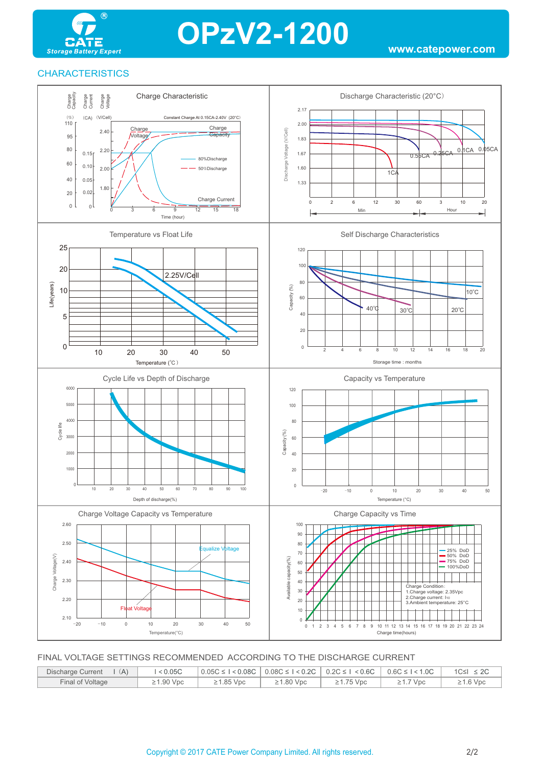# OPzV2-1200

Storage Battery Expert

www.catepower.com

## CHARACTERISTICS

Charge Characteristic

Charge Capacity (%) | Charge Current (CA) | Charge Voltage (V/Cell)

Constant Charge At 0.15CA-2.40V (20°C)

110, 95, 80, 60, 40, 20, 0

0.15, 0.10, 0.05, 0.02, 0

2.40, 2.20, 2.00, 1.80

Charge Voltage

Charge Capacity

80%Discharge

50%Discharge

Charge Current

0 3 6 9 12 15 18

Time (hour)

Discharge Characteristic (20°C)

Discharge Voltage (V/Cell)

2.17, 2.00, 1.83, 1.67, 1.60, 1.33

1CA 0.55CA 0.25CA 0.1CA 0.05CA

0 2 6 12 30 60 3 10 20

Min Hour

Temperature vs Float Life

Life(years)

25, 20, 10, 5, 0

2.25V/Cell

10 20 30 40 50

Temperature (°C)

Self Discharge Characteristics

Capacity (%)

120, 100, 80, 60, 40, 20, 0

40°C 30°C 20°C 10°C

2 4 6 8 10 12 14 16 18 20

Storage time : months

Cycle Life vs Depth of Discharge

Cycle life

6000, 5000, 4000, 3000, 2000, 1000, 0

10 20 30 40 50 60 70 80 90 100

Depth of discharge(%)

Capacity vs Temperature

Capacity (%)

120, 100, 80, 60, 40, 20, 0

-20 -10 0 10 20 30 40 50

Temperature (°C)

Charge Voltage Capacity vs Temperature

Charge Voltage(V)

2.60, 2.50, 2.40, 2.30, 2.20, 2.10

Equalize Voltage

Float Voltage

-20 -10 0 10 20 30 40 50

Temperature(°C)

Charge Capacity vs Time

Available capacity(%)

100, 90, 80, 70, 60, 50, 40, 30, 20, 10, 0

25% DoD

50% DoD

75% DoD

100%DoD

Charge Condition:
1.Charge voltage: 2.35Vpc
2.Charge current: I10
3.Ambient temperature: 25°C

0 1 2 3 4 5 6 7 8 9 10 11 12 13 14 15 16 17 18 19 20 21 22 23 24

Charge time(hours)

FINAL VOLTAGE SETTINGS RECOMMENDED ACCORDING TO THE DISCHARGE CURRENT

| Discharge Current I (A) | I < 0.05C | 0.05C ≤ I < 0.08C | 0.08C ≤ I < 0.2C | 0.2C ≤ I < 0.6C | 0.6C ≤ I < 1.0C | 1C≤I ≤ 2C |
|---|---|---|---|---|---|---|
| Final of Voltage | ≥1.90 Vpc | ≥1.85 Vpc | ≥1.80 Vpc | ≥1.75 Vpc | ≥1.7 Vpc | ≥1.6 Vpc |

Copyright © 2017 CATE Power Company Limited. All rights reserved.